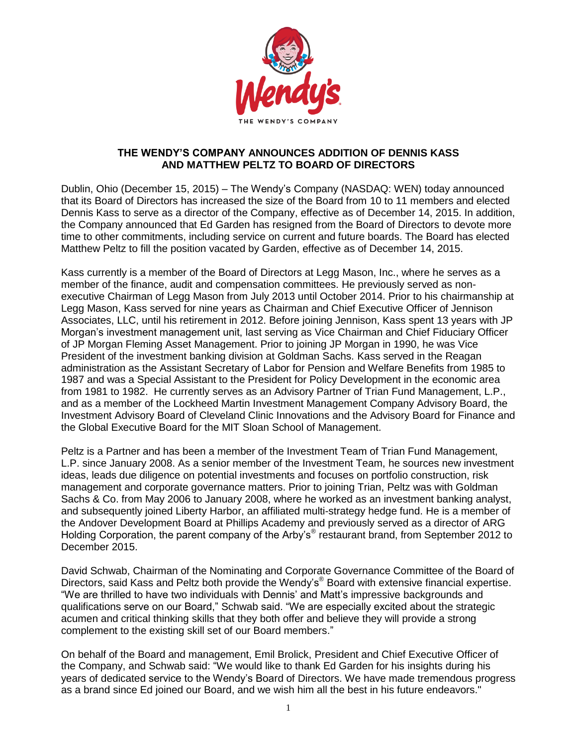# THE WENDY'S COMPANY ANNOUNCES ADDITION OF DENNIS KASS AND MATTHEW PELTZ TO BOARD OF DIRECTORS

Dublin, Ohio (December 15, 2015) – The Wendy's Company (NASDAQ: WEN) today announced that its Board of Directors has increased the size of the Board from 10 to 11 members and elected Dennis Kass to serve as a director of the Company, effective as of December 14, 2015. In addition, the Company announced that Ed Garden has resigned from the Board of Directors to devote more time to other commitments, including service on current and future boards. The Board has elected Matthew Peltz to fill the position vacated by Garden, effective as of December 14, 2015.

Kass currently is a member of the Board of Directors at Legg Mason, Inc., where he serves as a member of the finance, audit and compensation committees. He previously served as non-executive Chairman of Legg Mason from July 2013 until October 2014. Prior to his chairmanship at Legg Mason, Kass served for nine years as Chairman and Chief Executive Officer of Jennison Associates, LLC, until his retirement in 2012. Before joining Jennison, Kass spent 13 years with JP Morgan's investment management unit, last serving as Vice Chairman and Chief Fiduciary Officer of JP Morgan Fleming Asset Management. Prior to joining JP Morgan in 1990, he was Vice President of the investment banking division at Goldman Sachs. Kass served in the Reagan administration as the Assistant Secretary of Labor for Pension and Welfare Benefits from 1985 to 1987 and was a Special Assistant to the President for Policy Development in the economic area from 1981 to 1982. He currently serves as an Advisory Partner of Trian Fund Management, L.P., and as a member of the Lockheed Martin Investment Management Company Advisory Board, the Investment Advisory Board of Cleveland Clinic Innovations and the Advisory Board for Finance and the Global Executive Board for the MIT Sloan School of Management.

Peltz is a Partner and has been a member of the Investment Team of Trian Fund Management, L.P. since January 2008. As a senior member of the Investment Team, he sources new investment ideas, leads due diligence on potential investments and focuses on portfolio construction, risk management and corporate governance matters. Prior to joining Trian, Peltz was with Goldman Sachs & Co. from May 2006 to January 2008, where he worked as an investment banking analyst, and subsequently joined Liberty Harbor, an affiliated multi-strategy hedge fund. He is a member of the Andover Development Board at Phillips Academy and previously served as a director of ARG Holding Corporation, the parent company of the Arby's® restaurant brand, from September 2012 to December 2015.

David Schwab, Chairman of the Nominating and Corporate Governance Committee of the Board of Directors, said Kass and Peltz both provide the Wendy's® Board with extensive financial expertise. "We are thrilled to have two individuals with Dennis' and Matt's impressive backgrounds and qualifications serve on our Board," Schwab said. "We are especially excited about the strategic acumen and critical thinking skills that they both offer and believe they will provide a strong complement to the existing skill set of our Board members."

On behalf of the Board and management, Emil Brolick, President and Chief Executive Officer of the Company, and Schwab said: "We would like to thank Ed Garden for his insights during his years of dedicated service to the Wendy's Board of Directors. We have made tremendous progress as a brand since Ed joined our Board, and we wish him all the best in his future endeavors."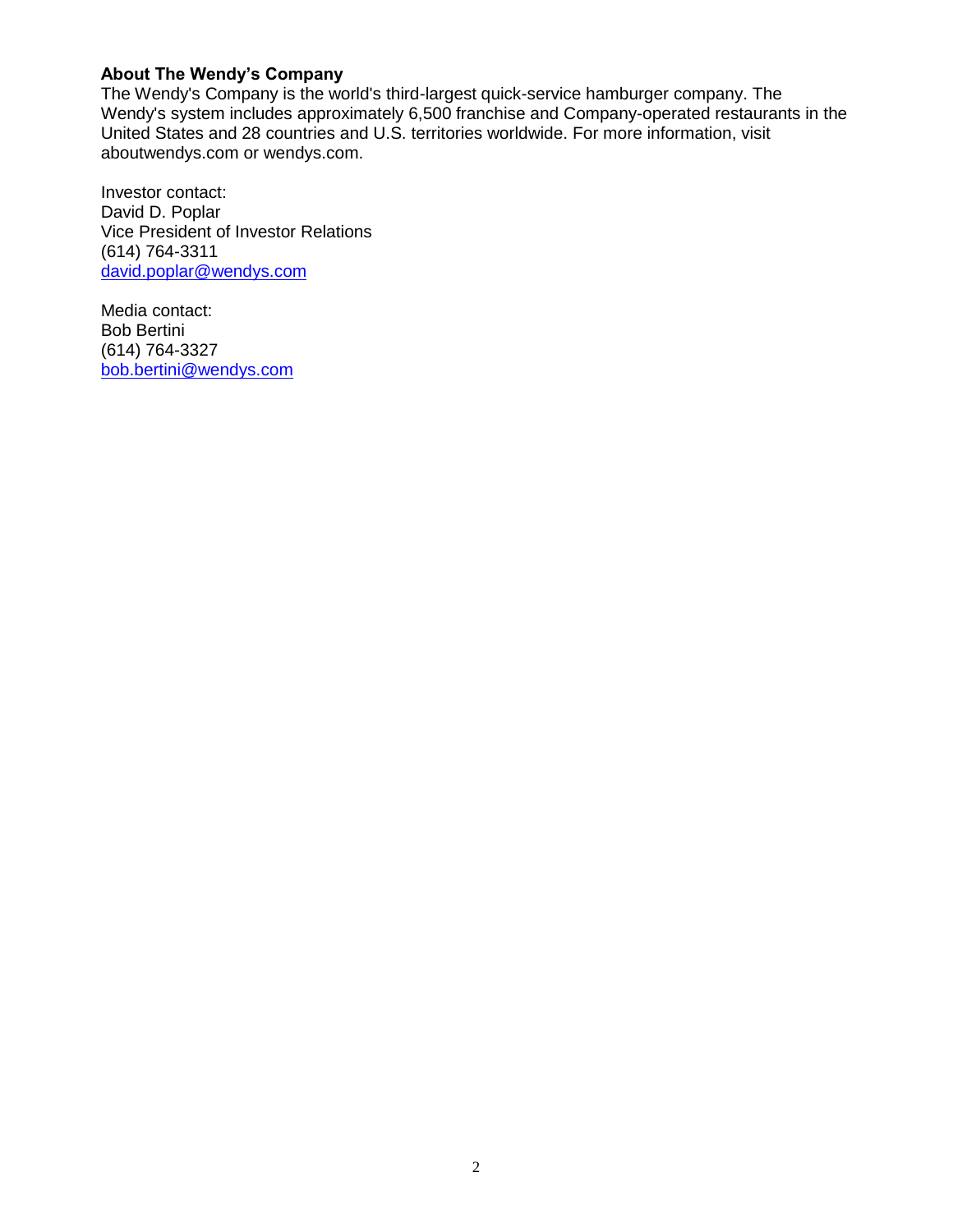**About The Wendy's Company**

The Wendy's Company is the world's third-largest quick-service hamburger company. The Wendy's system includes approximately 6,500 franchise and Company-operated restaurants in the United States and 28 countries and U.S. territories worldwide. For more information, visit aboutwendys.com or wendys.com.

Investor contact:
David D. Poplar
Vice President of Investor Relations
(614) 764-3311
david.poplar@wendys.com

Media contact:
Bob Bertini
(614) 764-3327
bob.bertini@wendys.com